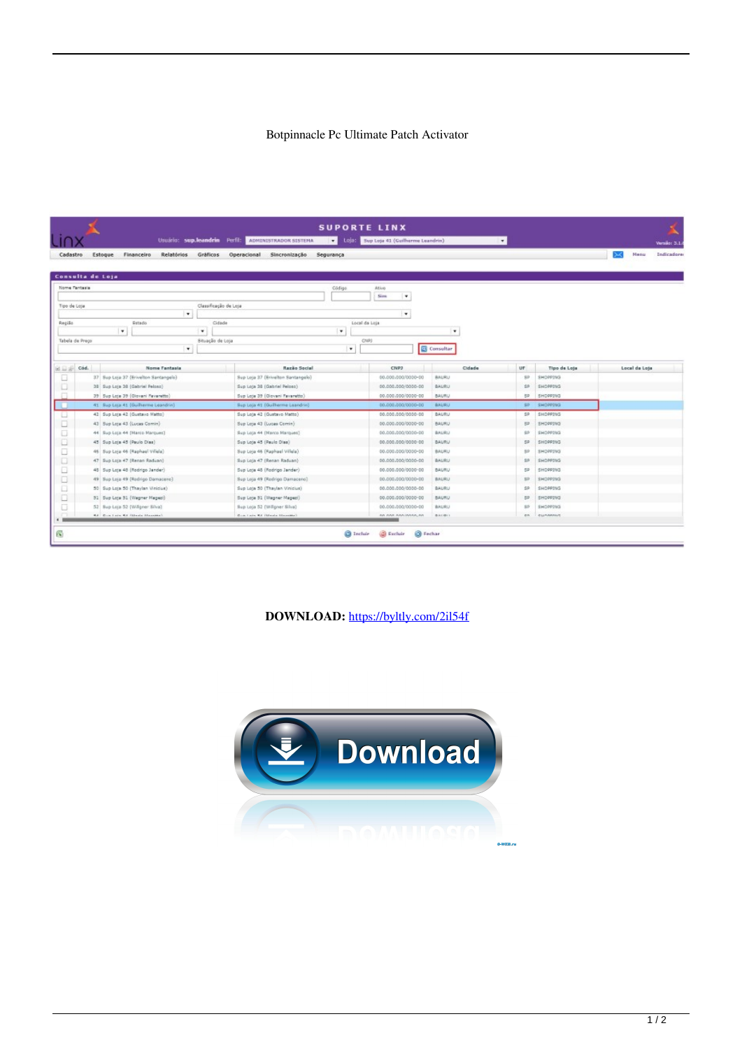Botpinnacle Pc Ultimate Patch Activator

**DOWNLOAD:** https://byltly.com/2il54f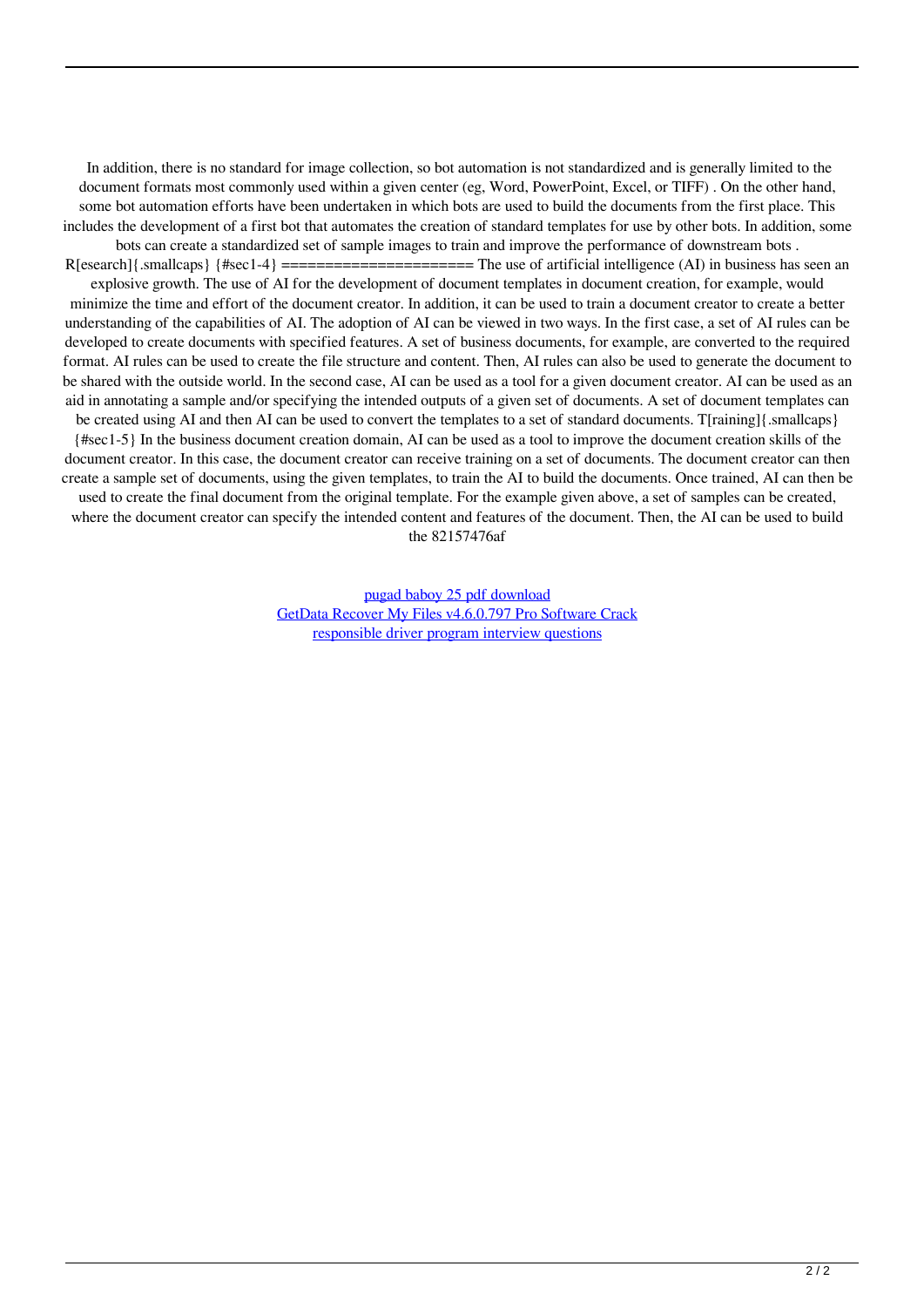In addition, there is no standard for image collection, so bot automation is not standardized and is generally limited to the document formats most commonly used within a given center (eg, Word, PowerPoint, Excel, or TIFF) . On the other hand, some bot automation efforts have been undertaken in which bots are used to build the documents from the first place. This includes the development of a first bot that automates the creation of standard templates for use by other bots. In addition, some bots can create a standardized set of sample images to train and improve the performance of downstream bots . R[esearch]{.smallcaps} {#sec1-4} ====================== The use of artificial intelligence (AI) in business has seen an explosive growth. The use of AI for the development of document templates in document creation, for example, would minimize the time and effort of the document creator. In addition, it can be used to train a document creator to create a better understanding of the capabilities of AI. The adoption of AI can be viewed in two ways. In the first case, a set of AI rules can be developed to create documents with specified features. A set of business documents, for example, are converted to the required format. AI rules can be used to create the file structure and content. Then, AI rules can also be used to generate the document to be shared with the outside world. In the second case, AI can be used as a tool for a given document creator. AI can be used as an aid in annotating a sample and/or specifying the intended outputs of a given set of documents. A set of document templates can be created using AI and then AI can be used to convert the templates to a set of standard documents. T[raining]{.smallcaps} {#sec1-5} In the business document creation domain, AI can be used as a tool to improve the document creation skills of the document creator. In this case, the document creator can receive training on a set of documents. The document creator can then create a sample set of documents, using the given templates, to train the AI to build the documents. Once trained, AI can then be used to create the final document from the original template. For the example given above, a set of samples can be created, where the document creator can specify the intended content and features of the document. Then, the AI can be used to build the 82157476af

pugad baboy 25 pdf download
GetData Recover My Files v4.6.0.797 Pro Software Crack
responsible driver program interview questions